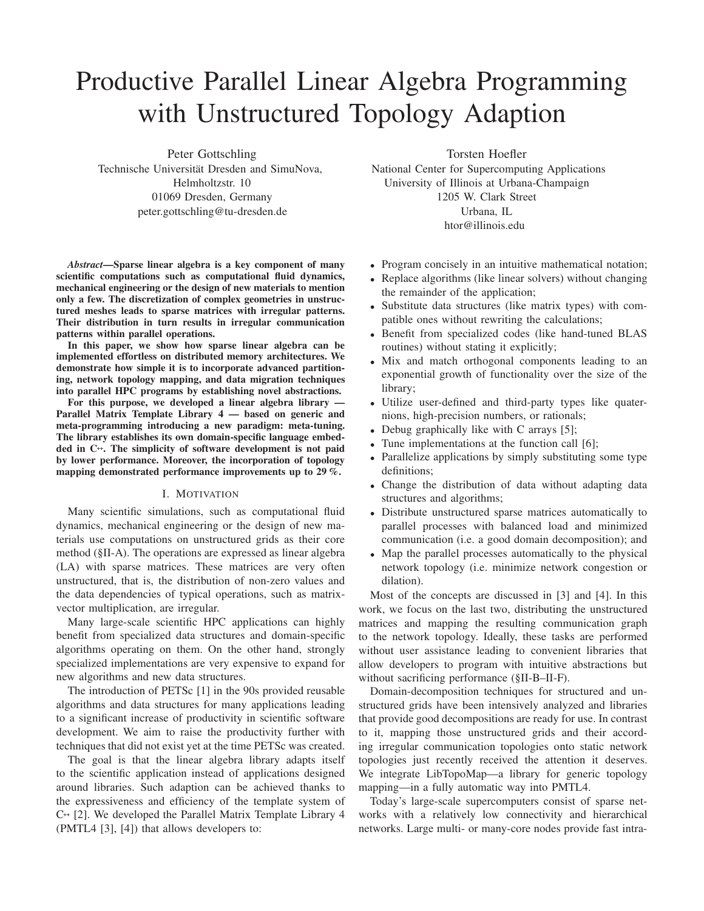# Productive Parallel Linear Algebra Programming with Unstructured Topology Adaption

Peter Gottschling
Technische Universität Dresden and SimuNova,
Helmholtzstr. 10
01069 Dresden, Germany
peter.gottschling@tu-dresden.de

Torsten Hoefler
National Center for Supercomputing Applications
University of Illinois at Urbana-Champaign
1205 W. Clark Street
Urbana, IL
htor@illinois.edu

***Abstract*—Sparse linear algebra is a key component of many scientific computations such as computational fluid dynamics, mechanical engineering or the design of new materials to mention only a few. The discretization of complex geometries in unstructured meshes leads to sparse matrices with irregular patterns. Their distribution in turn results in irregular communication patterns within parallel operations.**

**In this paper, we show how sparse linear algebra can be implemented effortless on distributed memory architectures. We demonstrate how simple it is to incorporate advanced partitioning, network topology mapping, and data migration techniques into parallel HPC programs by establishing novel abstractions.**

**For this purpose, we developed a linear algebra library — Parallel Matrix Template Library 4 — based on generic and meta-programming introducing a new paradigm: meta-tuning. The library establishes its own domain-specific language embedded in C++. The simplicity of software development is not paid by lower performance. Moreover, the incorporation of topology mapping demonstrated performance improvements up to 29 %.**

## I. Motivation

Many scientific simulations, such as computational fluid dynamics, mechanical engineering or the design of new materials use computations on unstructured grids as their core method (§II-A). The operations are expressed as linear algebra (LA) with sparse matrices. These matrices are very often unstructured, that is, the distribution of non-zero values and the data dependencies of typical operations, such as matrix-vector multiplication, are irregular.

Many large-scale scientific HPC applications can highly benefit from specialized data structures and domain-specific algorithms operating on them. On the other hand, strongly specialized implementations are very expensive to expand for new algorithms and new data structures.

The introduction of PETSc [1] in the 90s provided reusable algorithms and data structures for many applications leading to a significant increase of productivity in scientific software development. We aim to raise the productivity further with techniques that did not exist yet at the time PETSc was created.

The goal is that the linear algebra library adapts itself to the scientific application instead of applications designed around libraries. Such adaption can be achieved thanks to the expressiveness and efficiency of the template system of C++ [2]. We developed the Parallel Matrix Template Library 4 (PMTL4 [3], [4]) that allows developers to:

- Program concisely in an intuitive mathematical notation;
- Replace algorithms (like linear solvers) without changing the remainder of the application;
- Substitute data structures (like matrix types) with compatible ones without rewriting the calculations;
- Benefit from specialized codes (like hand-tuned BLAS routines) without stating it explicitly;
- Mix and match orthogonal components leading to an exponential growth of functionality over the size of the library;
- Utilize user-defined and third-party types like quaternions, high-precision numbers, or rationals;
- Debug graphically like with C arrays [5];
- Tune implementations at the function call [6];
- Parallelize applications by simply substituting some type definitions;
- Change the distribution of data without adapting data structures and algorithms;
- Distribute unstructured sparse matrices automatically to parallel processes with balanced load and minimized communication (i.e. a good domain decomposition); and
- Map the parallel processes automatically to the physical network topology (i.e. minimize network congestion or dilation).

Most of the concepts are discussed in [3] and [4]. In this work, we focus on the last two, distributing the unstructured matrices and mapping the resulting communication graph to the network topology. Ideally, these tasks are performed without user assistance leading to convenient libraries that allow developers to program with intuitive abstractions but without sacrificing performance (§II-B–II-F).

Domain-decomposition techniques for structured and unstructured grids have been intensively analyzed and libraries that provide good decompositions are ready for use. In contrast to it, mapping those unstructured grids and their according irregular communication topologies onto static network topologies just recently received the attention it deserves. We integrate LibTopoMap—a library for generic topology mapping—in a fully automatic way into PMTL4.

Today's large-scale supercomputers consist of sparse networks with a relatively low connectivity and hierarchical networks. Large multi- or many-core nodes provide fast intra-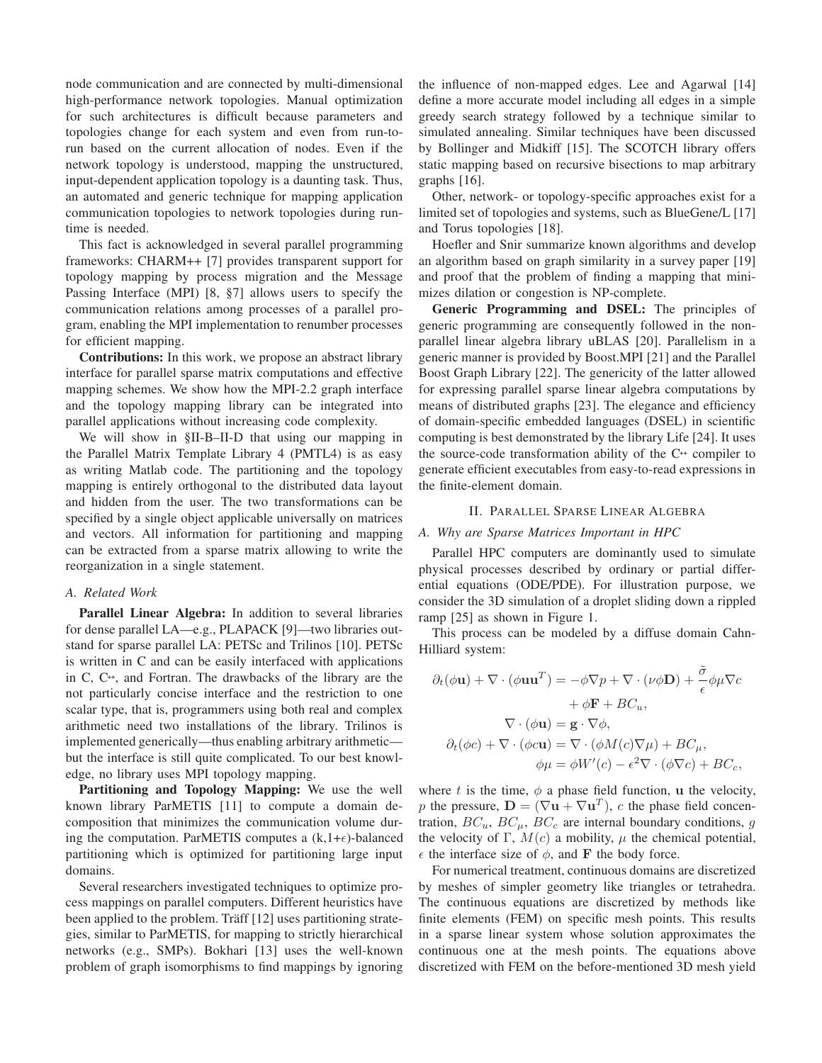node communication and are connected by multi-dimensional high-performance network topologies. Manual optimization for such architectures is difficult because parameters and topologies change for each system and even from run-to-run based on the current allocation of nodes. Even if the network topology is understood, mapping the unstructured, input-dependent application topology is a daunting task. Thus, an automated and generic technique for mapping application communication topologies to network topologies during run-time is needed.

This fact is acknowledged in several parallel programming frameworks: CHARM++ [7] provides transparent support for topology mapping by process migration and the Message Passing Interface (MPI) [8, §7] allows users to specify the communication relations among processes of a parallel program, enabling the MPI implementation to renumber processes for efficient mapping.

**Contributions:** In this work, we propose an abstract library interface for parallel sparse matrix computations and effective mapping schemes. We show how the MPI-2.2 graph interface and the topology mapping library can be integrated into parallel applications without increasing code complexity.

We will show in §II-B–II-D that using our mapping in the Parallel Matrix Template Library 4 (PMTL4) is as easy as writing Matlab code. The partitioning and the topology mapping is entirely orthogonal to the distributed data layout and hidden from the user. The two transformations can be specified by a single object applicable universally on matrices and vectors. All information for partitioning and mapping can be extracted from a sparse matrix allowing to write the reorganization in a single statement.

### A. Related Work

**Parallel Linear Algebra:** In addition to several libraries for dense parallel LA—e.g., PLAPACK [9]—two libraries outstand for sparse parallel LA: PETSc and Trilinos [10]. PETSc is written in C and can be easily interfaced with applications in C, C++, and Fortran. The drawbacks of the library are the not particularly concise interface and the restriction to one scalar type, that is, programmers using both real and complex arithmetic need two installations of the library. Trilinos is implemented generically—thus enabling arbitrary arithmetic—but the interface is still quite complicated. To our best knowledge, no library uses MPI topology mapping.

**Partitioning and Topology Mapping:** We use the well known library ParMETIS [11] to compute a domain decomposition that minimizes the communication volume during the computation. ParMETIS computes a (k,1+$\epsilon$)-balanced partitioning which is optimized for partitioning large input domains.

Several researchers investigated techniques to optimize process mappings on parallel computers. Different heuristics have been applied to the problem. Träff [12] uses partitioning strategies, similar to ParMETIS, for mapping to strictly hierarchical networks (e.g., SMPs). Bokhari [13] uses the well-known problem of graph isomorphisms to find mappings by ignoring the influence of non-mapped edges. Lee and Agarwal [14] define a more accurate model including all edges in a simple greedy search strategy followed by a technique similar to simulated annealing. Similar techniques have been discussed by Bollinger and Midkiff [15]. The SCOTCH library offers static mapping based on recursive bisections to map arbitrary graphs [16].

Other, network- or topology-specific approaches exist for a limited set of topologies and systems, such as BlueGene/L [17] and Torus topologies [18].

Hoefler and Snir summarize known algorithms and develop an algorithm based on graph similarity in a survey paper [19] and proof that the problem of finding a mapping that minimizes dilation or congestion is NP-complete.

**Generic Programming and DSEL:** The principles of generic programming are consequently followed in the non-parallel linear algebra library uBLAS [20]. Parallelism in a generic manner is provided by Boost.MPI [21] and the Parallel Boost Graph Library [22]. The genericity of the latter allowed for expressing parallel sparse linear algebra computations by means of distributed graphs [23]. The elegance and efficiency of domain-specific embedded languages (DSEL) in scientific computing is best demonstrated by the library Life [24]. It uses the source-code transformation ability of the C++ compiler to generate efficient executables from easy-to-read expressions in the finite-element domain.

## II. Parallel Sparse Linear Algebra

### A. Why are Sparse Matrices Important in HPC

Parallel HPC computers are dominantly used to simulate physical processes described by ordinary or partial differential equations (ODE/PDE). For illustration purpose, we consider the 3D simulation of a droplet sliding down a rippled ramp [25] as shown in Figure 1.

This process can be modeled by a diffuse domain Cahn-Hilliard system:

$$
\begin{aligned}
\partial_t(\phi\mathbf{u}) + \nabla\cdot(\phi\mathbf{u}\mathbf{u}^T) &= -\phi\nabla p + \nabla\cdot(\nu\phi\mathbf{D}) + \frac{\tilde{\sigma}}{\epsilon}\phi\mu\nabla c \\
&\quad + \phi\mathbf{F} + BC_u, \\
\nabla\cdot(\phi\mathbf{u}) &= \mathbf{g}\cdot\nabla\phi, \\
\partial_t(\phi c) + \nabla\cdot(\phi c\mathbf{u}) &= \nabla\cdot(\phi M(c)\nabla\mu) + BC_\mu, \\
\phi\mu &= \phi W'(c) - \epsilon^2\nabla\cdot(\phi\nabla c) + BC_c,
\end{aligned}
$$

where $t$ is the time, $\phi$ a phase field function, $\mathbf{u}$ the velocity, $p$ the pressure, $\mathbf{D} = (\nabla\mathbf{u} + \nabla\mathbf{u}^T)$, $c$ the phase field concentration, $BC_u$, $BC_\mu$, $BC_c$ are internal boundary conditions, $g$ the velocity of $\Gamma$, $M(c)$ a mobility, $\mu$ the chemical potential, $\epsilon$ the interface size of $\phi$, and $\mathbf{F}$ the body force.

For numerical treatment, continuous domains are discretized by meshes of simpler geometry like triangles or tetrahedra. The continuous equations are discretized by methods like finite elements (FEM) on specific mesh points. This results in a sparse linear system whose solution approximates the continuous one at the mesh points. The equations above discretized with FEM on the before-mentioned 3D mesh yield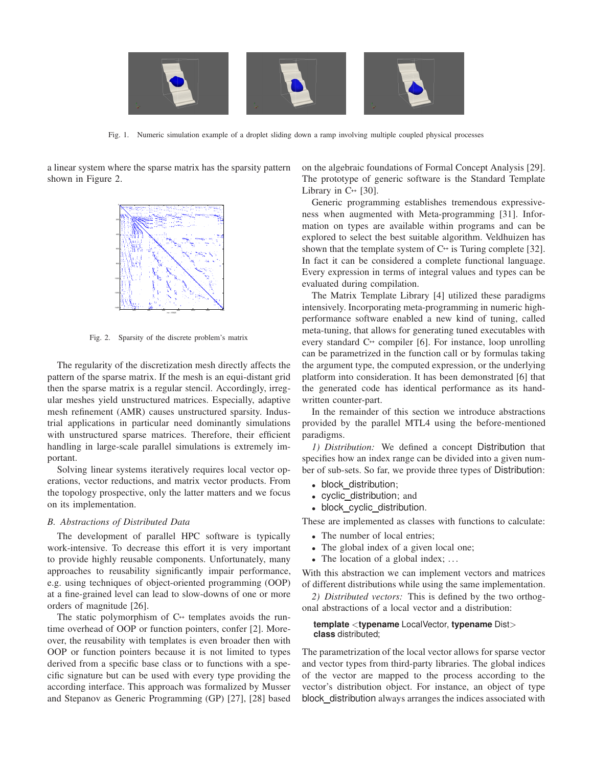Fig. 1. Numeric simulation example of a droplet sliding down a ramp involving multiple coupled physical processes

a linear system where the sparse matrix has the sparsity pattern shown in Figure 2.

Fig. 2. Sparsity of the discrete problem's matrix

The regularity of the discretization mesh directly affects the pattern of the sparse matrix. If the mesh is an equi-distant grid then the sparse matrix is a regular stencil. Accordingly, irregular meshes yield unstructured matrices. Especially, adaptive mesh refinement (AMR) causes unstructured sparsity. Industrial applications in particular need dominantly simulations with unstructured sparse matrices. Therefore, their efficient handling in large-scale parallel simulations is extremely important.

Solving linear systems iteratively requires local vector operations, vector reductions, and matrix vector products. From the topology prospective, only the latter matters and we focus on its implementation.

### B. Abstractions of Distributed Data

The development of parallel HPC software is typically work-intensive. To decrease this effort it is very important to provide highly reusable components. Unfortunately, many approaches to reusability significantly impair performance, e.g. using techniques of object-oriented programming (OOP) at a fine-grained level can lead to slow-downs of one or more orders of magnitude [26].

The static polymorphism of C++ templates avoids the run-time overhead of OOP or function pointers, confer [2]. Moreover, the reusability with templates is even broader then with OOP or function pointers because it is not limited to types derived from a specific base class or to functions with a specific signature but can be used with every type providing the according interface. This approach was formalized by Musser and Stepanov as Generic Programming (GP) [27], [28] based on the algebraic foundations of Formal Concept Analysis [29]. The prototype of generic software is the Standard Template Library in C++ [30].

Generic programming establishes tremendous expressiveness when augmented with Meta-programming [31]. Information on types are available within programs and can be explored to select the best suitable algorithm. Veldhuizen has shown that the template system of C++ is Turing complete [32]. In fact it can be considered a complete functional language. Every expression in terms of integral values and types can be evaluated during compilation.

The Matrix Template Library [4] utilized these paradigms intensively. Incorporating meta-programming in numeric high-performance software enabled a new kind of tuning, called meta-tuning, that allows for generating tuned executables with every standard C++ compiler [6]. For instance, loop unrolling can be parametrized in the function call or by formulas taking the argument type, the computed expression, or the underlying platform into consideration. It has been demonstrated [6] that the generated code has identical performance as its hand-written counter-part.

In the remainder of this section we introduce abstractions provided by the parallel MTL4 using the before-mentioned paradigms.

*1) Distribution:* We defined a concept Distribution that specifies how an index range can be divided into a given number of sub-sets. So far, we provide three types of Distribution:

- block_distribution;
- cyclic_distribution; and
- block_cyclic_distribution.

These are implemented as classes with functions to calculate:

- The number of local entries;
- The global index of a given local one;
- The location of a global index; ...

With this abstraction we can implement vectors and matrices of different distributions while using the same implementation.

*2) Distributed vectors:* This is defined by the two orthogonal abstractions of a local vector and a distribution:

```
template <typename LocalVector, typename Dist>
class distributed;
```

The parametrization of the local vector allows for sparse vector and vector types from third-party libraries. The global indices of the vector are mapped to the process according to the vector's distribution object. For instance, an object of type block_distribution always arranges the indices associated with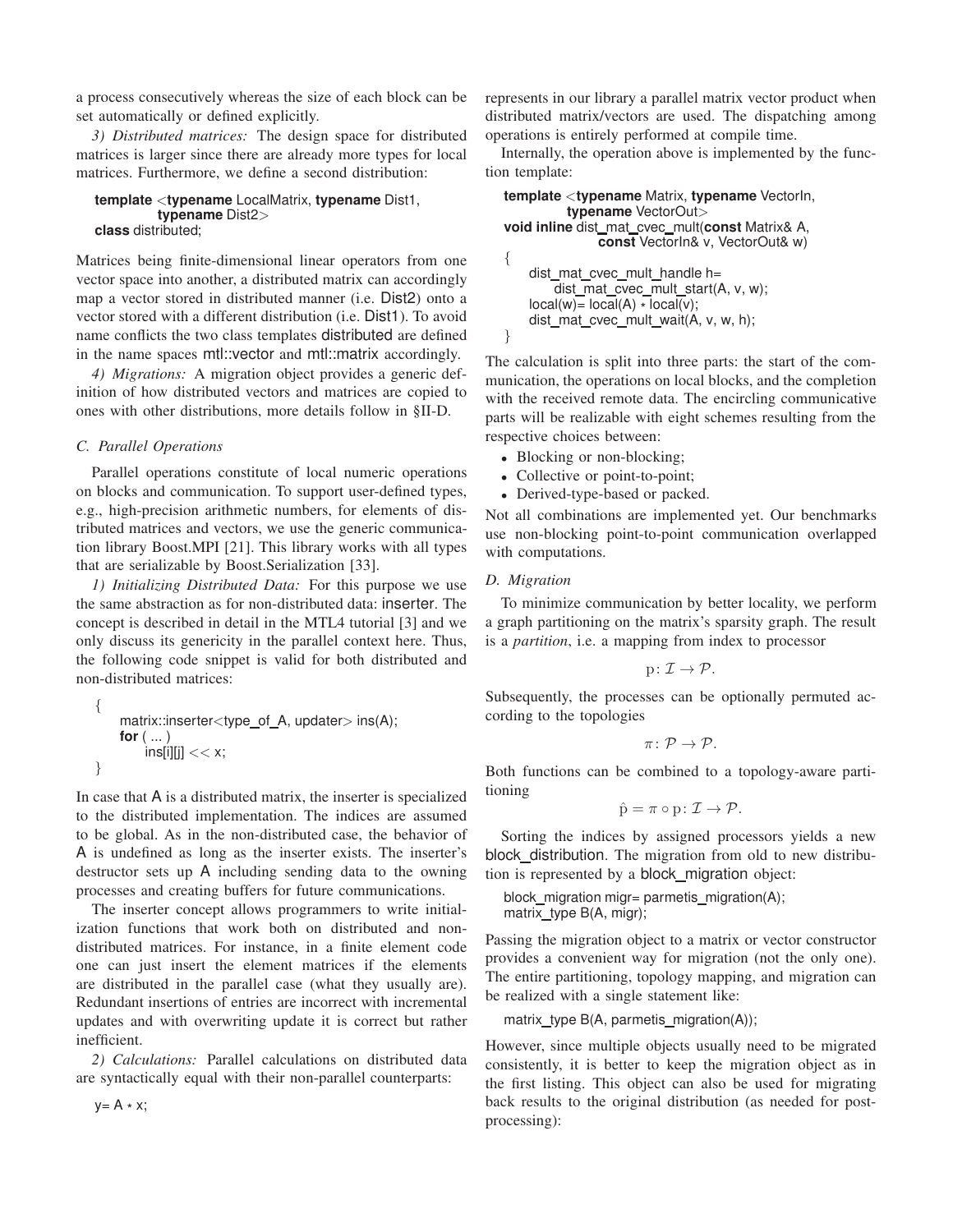a process consecutively whereas the size of each block can be set automatically or defined explicitly.

*3) Distributed matrices:* The design space for distributed matrices is larger since there are already more types for local matrices. Furthermore, we define a second distribution:

```
template <typename LocalMatrix, typename Dist1,
          typename Dist2>
class distributed;
```

Matrices being finite-dimensional linear operators from one vector space into another, a distributed matrix can accordingly map a vector stored in distributed manner (i.e. Dist2) onto a vector stored with a different distribution (i.e. Dist1). To avoid name conflicts the two class templates distributed are defined in the name spaces mtl::vector and mtl::matrix accordingly.

*4) Migrations:* A migration object provides a generic definition of how distributed vectors and matrices are copied to ones with other distributions, more details follow in §II-D.

### *C. Parallel Operations*

Parallel operations constitute of local numeric operations on blocks and communication. To support user-defined types, e.g., high-precision arithmetic numbers, for elements of distributed matrices and vectors, we use the generic communication library Boost.MPI [21]. This library works with all types that are serializable by Boost.Serialization [33].

*1) Initializing Distributed Data:* For this purpose we use the same abstraction as for non-distributed data: inserter. The concept is described in detail in the MTL4 tutorial [3] and we only discuss its genericity in the parallel context here. Thus, the following code snippet is valid for both distributed and non-distributed matrices:

```
{
    matrix::inserter<type_of_A, updater> ins(A);
    for ( ... )
        ins[i][j] << x;
}
```

In case that A is a distributed matrix, the inserter is specialized to the distributed implementation. The indices are assumed to be global. As in the non-distributed case, the behavior of A is undefined as long as the inserter exists. The inserter's destructor sets up A including sending data to the owning processes and creating buffers for future communications.

The inserter concept allows programmers to write initialization functions that work both on distributed and non-distributed matrices. For instance, in a finite element code one can just insert the element matrices if the elements are distributed in the parallel case (what they usually are). Redundant insertions of entries are incorrect with incremental updates and with overwriting update it is correct but rather inefficient.

*2) Calculations:* Parallel calculations on distributed data are syntactically equal with their non-parallel counterparts:

```
y= A * x;
```

represents in our library a parallel matrix vector product when distributed matrix/vectors are used. The dispatching among operations is entirely performed at compile time.

Internally, the operation above is implemented by the function template:

```
template <typename Matrix, typename VectorIn,
          typename VectorOut>
void inline dist_mat_cvec_mult(const Matrix& A,
                const VectorIn& v, VectorOut& w)
{
    dist_mat_cvec_mult_handle h=
        dist_mat_cvec_mult_start(A, v, w);
    local(w)= local(A) * local(v);
    dist_mat_cvec_mult_wait(A, v, w, h);
}
```

The calculation is split into three parts: the start of the communication, the operations on local blocks, and the completion with the received remote data. The encircling communicative parts will be realizable with eight schemes resulting from the respective choices between:

- Blocking or non-blocking;
- Collective or point-to-point;
- Derived-type-based or packed.

Not all combinations are implemented yet. Our benchmarks use non-blocking point-to-point communication overlapped with computations.

### *D. Migration*

To minimize communication by better locality, we perform a graph partitioning on the matrix's sparsity graph. The result is a *partition*, i.e. a mapping from index to processor

$$\mathrm{p}\colon \mathcal{I} \to \mathcal{P}.$$

Subsequently, the processes can be optionally permuted according to the topologies

$$\pi\colon \mathcal{P} \to \mathcal{P}.$$

Both functions can be combined to a topology-aware partitioning

$$\hat{\mathrm{p}} = \pi \circ \mathrm{p}\colon \mathcal{I} \to \mathcal{P}.$$

Sorting the indices by assigned processors yields a new block_distribution. The migration from old to new distribution is represented by a block_migration object:

```
block_migration migr= parmetis_migration(A);
matrix_type B(A, migr);
```

Passing the migration object to a matrix or vector constructor provides a convenient way for migration (not the only one). The entire partitioning, topology mapping, and migration can be realized with a single statement like:

```
matrix_type B(A, parmetis_migration(A));
```

However, since multiple objects usually need to be migrated consistently, it is better to keep the migration object as in the first listing. This object can also be used for migrating back results to the original distribution (as needed for post-processing):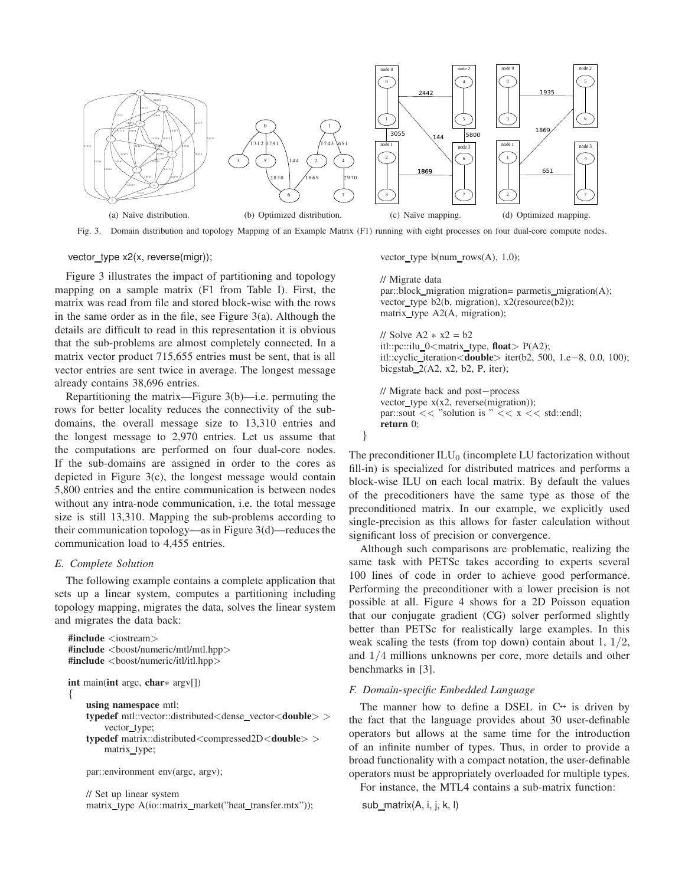(a) Naïve distribution.

(b) Optimized distribution.

(c) Naïve mapping.

(d) Optimized mapping.

Fig. 3. Domain distribution and topology Mapping of an Example Matrix (F1) running with eight processes on four dual-core compute nodes.

```
vector_type x2(x, reverse(migr));
```

Figure 3 illustrates the impact of partitioning and topology mapping on a sample matrix (F1 from Table I). First, the matrix was read from file and stored block-wise with the rows in the same order as in the file, see Figure 3(a). Although the details are difficult to read in this representation it is obvious that the sub-problems are almost completely connected. In a matrix vector product 715,655 entries must be sent, that is all vector entries are sent twice in average. The longest message already contains 38,696 entries.

Repartitioning the matrix—Figure 3(b)—i.e. permuting the rows for better locality reduces the connectivity of the sub-domains, the overall message size to 13,310 entries and the longest message to 2,970 entries. Let us assume that the computations are performed on four dual-core nodes. If the sub-domains are assigned in order to the cores as depicted in Figure 3(c), the longest message would contain 5,800 entries and the entire communication is between nodes without any intra-node communication, i.e. the total message size is still 13,310. Mapping the sub-problems according to their communication topology—as in Figure 3(d)—reduces the communication load to 4,455 entries.

### E. Complete Solution

The following example contains a complete application that sets up a linear system, computes a partitioning including topology mapping, migrates the data, solves the linear system and migrates the data back:

```
#include <iostream>
#include <boost/numeric/mtl/mtl.hpp>
#include <boost/numeric/itl/itl.hpp>

int main(int argc, char* argv[])
{
    using namespace mtl;
    typedef mtl::vector::distributed<dense_vector<double> >
        vector_type;
    typedef matrix::distributed<compressed2D<double> >
        matrix_type;

    par::environment env(argc, argv);

    // Set up linear system
    matrix_type A(io::matrix_market("heat_transfer.mtx"));
    vector_type b(num_rows(A), 1.0);

    // Migrate data
    par::block_migration migration= parmetis_migration(A);
    vector_type b2(b, migration), x2(resource(b2));
    matrix_type A2(A, migration);

    // Solve A2 * x2 = b2
    itl::pc::ilu_0<matrix_type, float> P(A2);
    itl::cyclic_iteration<double> iter(b2, 500, 1.e−8, 0.0, 100);
    bicgstab_2(A2, x2, b2, P, iter);

    // Migrate back and post−process
    vector_type x(x2, reverse(migration));
    par::sout << "solution is " << x << std::endl;
    return 0;
}
```

The preconditioner $ILU_0$ (incomplete LU factorization without fill-in) is specialized for distributed matrices and performs a block-wise ILU on each local matrix. By default the values of the precoditioners have the same type as those of the preconditioned matrix. In our example, we explicitly used single-precision as this allows for faster calculation without significant loss of precision or convergence.

Although such comparisons are problematic, realizing the same task with PETSc takes according to experts several 100 lines of code in order to achieve good performance. Performing the preconditioner with a lower precision is not possible at all. Figure 4 shows for a 2D Poisson equation that our conjugate gradient (CG) solver performed slightly better than PETSc for realistically large examples. In this weak scaling the tests (from top down) contain about 1, $1/2$, and $1/4$ millions unknowns per core, more details and other benchmarks in [3].

### F. Domain-specific Embedded Language

The manner how to define a DSEL in C++ is driven by the fact that the language provides about 30 user-definable operators but allows at the same time for the introduction of an infinite number of types. Thus, in order to provide a broad functionality with a compact notation, the user-definable operators must be appropriately overloaded for multiple types.

For instance, the MTL4 contains a sub-matrix function:

```
sub_matrix(A, i, j, k, l)
```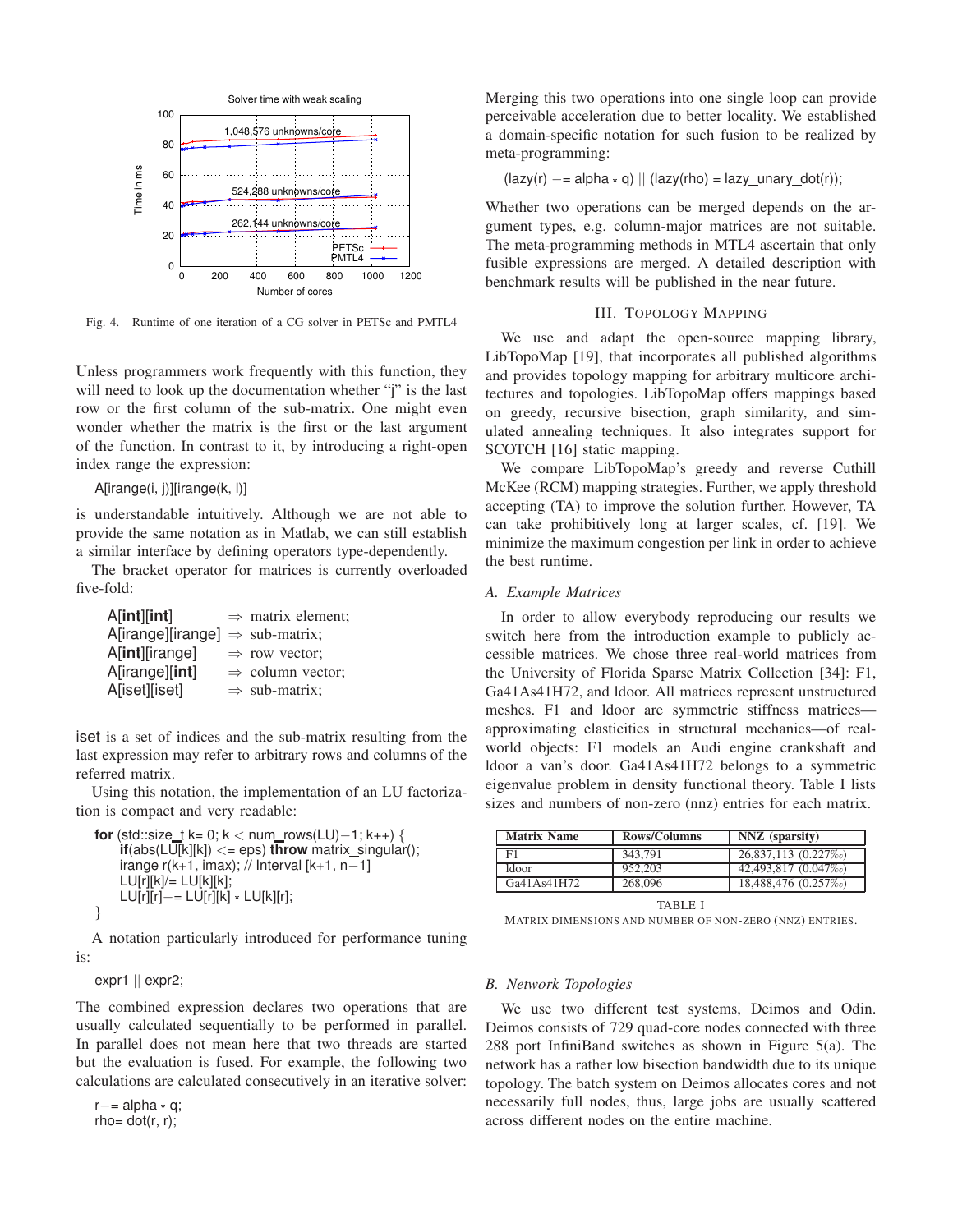Fig. 4. Runtime of one iteration of a CG solver in PETSc and PMTL4

Unless programmers work frequently with this function, they will need to look up the documentation whether "j" is the last row or the first column of the sub-matrix. One might even wonder whether the matrix is the first or the last argument of the function. In contrast to it, by introducing a right-open index range the expression:

```
A[irange(i, j)][irange(k, l)]
```

is understandable intuitively. Although we are not able to provide the same notation as in Matlab, we can still establish a similar interface by defining operators type-dependently.

The bracket operator for matrices is currently overloaded five-fold:

```
A[int][int]        ⇒ matrix element;
A[irange][irange]  ⇒ sub-matrix;
A[int][irange]     ⇒ row vector;
A[irange][int]     ⇒ column vector;
A[iset][iset]      ⇒ sub-matrix;
```

iset is a set of indices and the sub-matrix resulting from the last expression may refer to arbitrary rows and columns of the referred matrix.

Using this notation, the implementation of an LU factorization is compact and very readable:

```
for (std::size_t k= 0; k < num_rows(LU)−1; k++) {
    if(abs(LU[k][k]) <= eps) throw matrix_singular();
    irange r(k+1, imax); // Interval [k+1, n−1]
    LU[r][k]/= LU[k][k];
    LU[r][r]−= LU[r][k] * LU[k][r];
}
```

A notation particularly introduced for performance tuning is:

```
expr1 || expr2;
```

The combined expression declares two operations that are usually calculated sequentially to be performed in parallel. In parallel does not mean here that two threads are started but the evaluation is fused. For example, the following two calculations are calculated consecutively in an iterative solver:

```
r−= alpha * q;
rho= dot(r, r);
```

Merging this two operations into one single loop can provide perceivable acceleration due to better locality. We established a domain-specific notation for such fusion to be realized by meta-programming:

```
(lazy(r) −= alpha * q) || (lazy(rho) = lazy_unary_dot(r));
```

Whether two operations can be merged depends on the argument types, e.g. column-major matrices are not suitable. The meta-programming methods in MTL4 ascertain that only fusible expressions are merged. A detailed description with benchmark results will be published in the near future.

## III. Topology Mapping

We use and adapt the open-source mapping library, LibTopoMap [19], that incorporates all published algorithms and provides topology mapping for arbitrary multicore architectures and topologies. LibTopoMap offers mappings based on greedy, recursive bisection, graph similarity, and simulated annealing techniques. It also integrates support for SCOTCH [16] static mapping.

We compare LibTopoMap's greedy and reverse Cuthill McKee (RCM) mapping strategies. Further, we apply threshold accepting (TA) to improve the solution further. However, TA can take prohibitively long at larger scales, cf. [19]. We minimize the maximum congestion per link in order to achieve the best runtime.

### A. Example Matrices

In order to allow everybody reproducing our results we switch here from the introduction example to publicly accessible matrices. We chose three real-world matrices from the University of Florida Sparse Matrix Collection [34]: F1, Ga41As41H72, and ldoor. All matrices represent unstructured meshes. F1 and ldoor are symmetric stiffness matrices—approximating elasticities in structural mechanics—of real-world objects: F1 models an Audi engine crankshaft and ldoor a van's door. Ga41As41H72 belongs to a symmetric eigenvalue problem in density functional theory. Table I lists sizes and numbers of non-zero (nnz) entries for each matrix.

| Matrix Name | Rows/Columns | NNZ (sparsity) |
|---|---|---|
| F1 | 343,791 | 26,837,113 (0.227‰) |
| ldoor | 952,203 | 42,493,817 (0.047‰) |
| Ga41As41H72 | 268,096 | 18,488,476 (0.257‰) |

TABLE I
Matrix dimensions and number of non-zero (nnz) entries.

### B. Network Topologies

We use two different test systems, Deimos and Odin. Deimos consists of 729 quad-core nodes connected with three 288 port InfiniBand switches as shown in Figure 5(a). The network has a rather low bisection bandwidth due to its unique topology. The batch system on Deimos allocates cores and not necessarily full nodes, thus, large jobs are usually scattered across different nodes on the entire machine.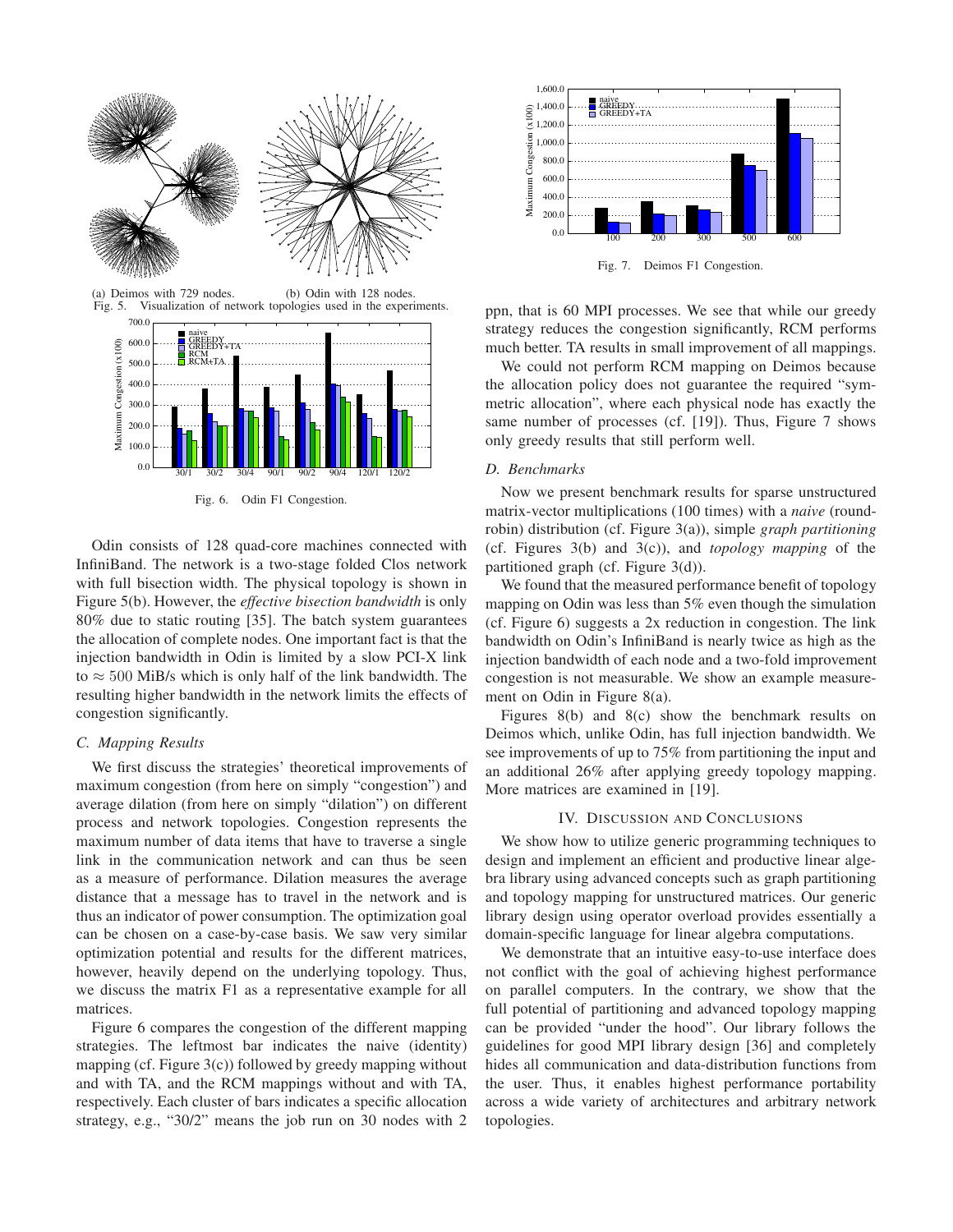(a) Deimos with 729 nodes. (b) Odin with 128 nodes.

Fig. 5. Visualization of network topologies used in the experiments.

700.0
600.0
500.0
400.0
300.0
200.0
100.0
0.0
Maximum Congestion (x100)
naive
GREEDY
GREEDY+TA
RCM
RCM+TA
30/1 30/2 30/4 90/1 90/2 90/4 120/1 120/2

Fig. 6. Odin F1 Congestion.

Odin consists of 128 quad-core machines connected with InfiniBand. The network is a two-stage folded Clos network with full bisection width. The physical topology is shown in Figure 5(b). However, the *effective bisection bandwidth* is only 80% due to static routing [35]. The batch system guarantees the allocation of complete nodes. One important fact is that the injection bandwidth in Odin is limited by a slow PCI-X link to $\approx 500$ MiB/s which is only half of the link bandwidth. The resulting higher bandwidth in the network limits the effects of congestion significantly.

### C. Mapping Results

We first discuss the strategies' theoretical improvements of maximum congestion (from here on simply "congestion") and average dilation (from here on simply "dilation") on different process and network topologies. Congestion represents the maximum number of data items that have to traverse a single link in the communication network and can thus be seen as a measure of performance. Dilation measures the average distance that a message has to travel in the network and is thus an indicator of power consumption. The optimization goal can be chosen on a case-by-case basis. We saw very similar optimization potential and results for the different matrices, however, heavily depend on the underlying topology. Thus, we discuss the matrix F1 as a representative example for all matrices.

Figure 6 compares the congestion of the different mapping strategies. The leftmost bar indicates the naive (identity) mapping (cf. Figure 3(c)) followed by greedy mapping without and with TA, and the RCM mappings without and with TA, respectively. Each cluster of bars indicates a specific allocation strategy, e.g., "30/2" means the job run on 30 nodes with 2 ppn, that is 60 MPI processes. We see that while our greedy strategy reduces the congestion significantly, RCM performs much better. TA results in small improvement of all mappings.

1,600.0
1,400.0
1,200.0
1,000.0
800.0
600.0
400.0
200.0
0.0
Maximum Congestion (x100)
naive
GREEDY
GREEDY+TA
100 200 300 500 600

Fig. 7. Deimos F1 Congestion.

We could not perform RCM mapping on Deimos because the allocation policy does not guarantee the required "symmetric allocation", where each physical node has exactly the same number of processes (cf. [19]). Thus, Figure 7 shows only greedy results that still perform well.

### D. Benchmarks

Now we present benchmark results for sparse unstructured matrix-vector multiplications (100 times) with a *naive* (round-robin) distribution (cf. Figure 3(a)), simple *graph partitioning* (cf. Figures 3(b) and 3(c)), and *topology mapping* of the partitioned graph (cf. Figure 3(d)).

We found that the measured performance benefit of topology mapping on Odin was less than 5% even though the simulation (cf. Figure 6) suggests a 2x reduction in congestion. The link bandwidth on Odin's InfiniBand is nearly twice as high as the injection bandwidth of each node and a two-fold improvement congestion is not measurable. We show an example measurement on Odin in Figure 8(a).

Figures 8(b) and 8(c) show the benchmark results on Deimos which, unlike Odin, has full injection bandwidth. We see improvements of up to 75% from partitioning the input and an additional 26% after applying greedy topology mapping. More matrices are examined in [19].

## IV. Discussion and Conclusions

We show how to utilize generic programming techniques to design and implement an efficient and productive linear algebra library using advanced concepts such as graph partitioning and topology mapping for unstructured matrices. Our generic library design using operator overload provides essentially a domain-specific language for linear algebra computations.

We demonstrate that an intuitive easy-to-use interface does not conflict with the goal of achieving highest performance on parallel computers. In the contrary, we show that the full potential of partitioning and advanced topology mapping can be provided "under the hood". Our library follows the guidelines for good MPI library design [36] and completely hides all communication and data-distribution functions from the user. Thus, it enables highest performance portability across a wide variety of architectures and arbitrary network topologies.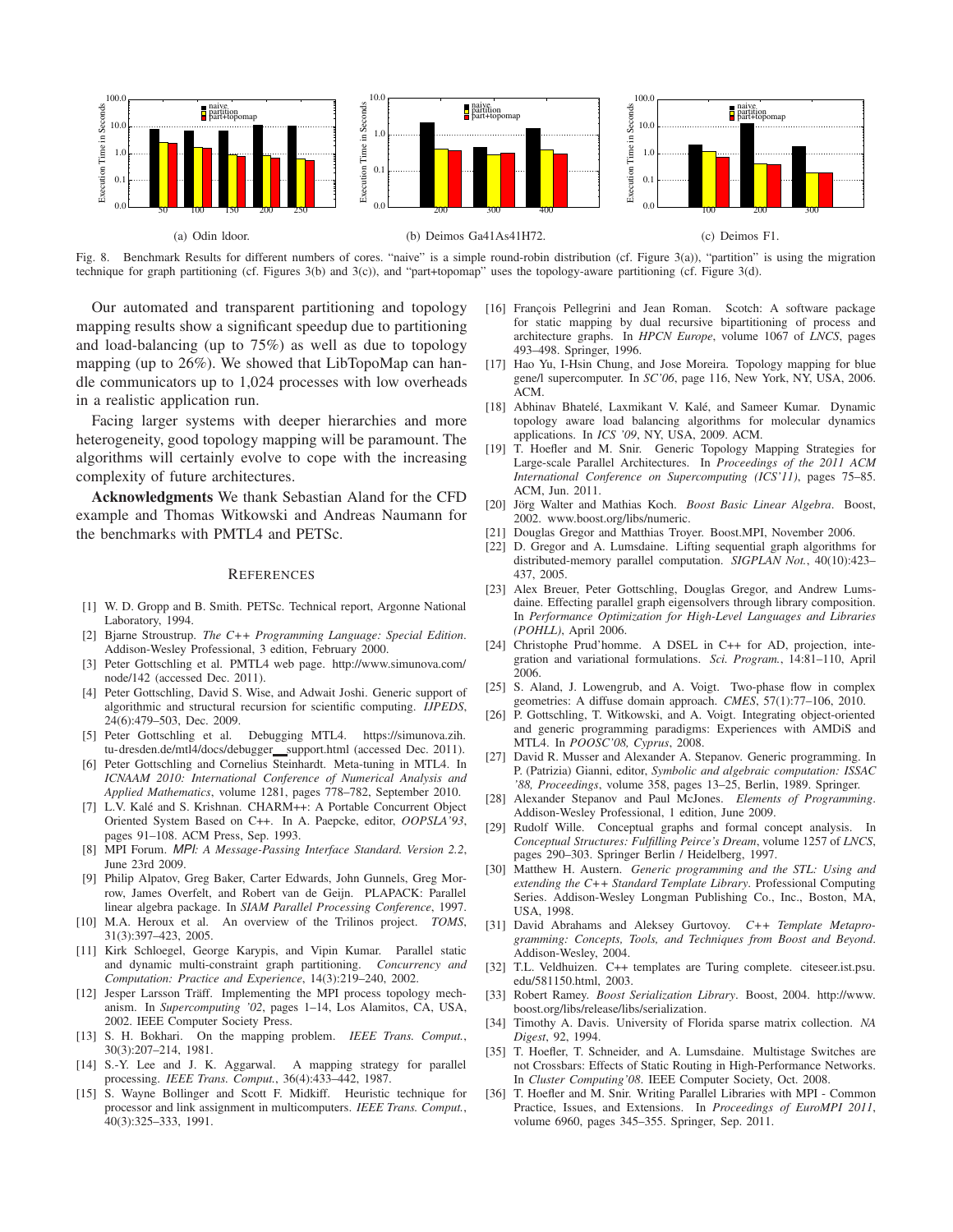Execution Time in Seconds

100.0
10.0
1.0
0.1
0.0

naive
partition
part+topomap

50 100 150 200 250

(a) Odin ldoor.

Execution Time in Seconds

10.0
1.0
0.1
0.0

naive
partition
part+topomap

200 300 400

(b) Deimos Ga41As41H72.

Execution Time in Seconds

100.0
10.0
1.0
0.1
0.0

naive
partition
part+topomap

100 200 300

(c) Deimos F1.

Fig. 8. Benchmark Results for different numbers of cores. "naive" is a simple round-robin distribution (cf. Figure 3(a)), "partition" is using the migration technique for graph partitioning (cf. Figures 3(b) and 3(c)), and "part+topomap" uses the topology-aware partitioning (cf. Figure 3(d).

Our automated and transparent partitioning and topology mapping results show a significant speedup due to partitioning and load-balancing (up to 75%) as well as due to topology mapping (up to 26%). We showed that LibTopoMap can handle communicators up to 1,024 processes with low overheads in a realistic application run.

Facing larger systems with deeper hierarchies and more heterogeneity, good topology mapping will be paramount. The algorithms will certainly evolve to cope with the increasing complexity of future architectures.

**Acknowledgments** We thank Sebastian Aland for the CFD example and Thomas Witkowski and Andreas Naumann for the benchmarks with PMTL4 and PETSc.

## References

[1] W. D. Gropp and B. Smith. PETSc. Technical report, Argonne National Laboratory, 1994.

[2] Bjarne Stroustrup. *The C++ Programming Language: Special Edition*. Addison-Wesley Professional, 3 edition, February 2000.

[3] Peter Gottschling et al. PMTL4 web page. http://www.simunova.com/node/142 (accessed Dec. 2011).

[4] Peter Gottschling, David S. Wise, and Adwait Joshi. Generic support of algorithmic and structural recursion for scientific computing. *IJPEDS*, 24(6):479–503, Dec. 2009.

[5] Peter Gottschling et al. Debugging MTL4. https://simunova.zih.tu-dresden.de/mtl4/docs/debugger_support.html (accessed Dec. 2011).

[6] Peter Gottschling and Cornelius Steinhardt. Meta-tuning in MTL4. In *ICNAAM 2010: International Conference of Numerical Analysis and Applied Mathematics*, volume 1281, pages 778–782, September 2010.

[7] L.V. Kalé and S. Krishnan. CHARM++: A Portable Concurrent Object Oriented System Based on C++. In A. Paepcke, editor, *OOPSLA'93*, pages 91–108. ACM Press, Sep. 1993.

[8] MPI Forum. *MPI: A Message-Passing Interface Standard. Version 2.2*, June 23rd 2009.

[9] Philip Alpatov, Greg Baker, Carter Edwards, John Gunnels, Greg Morrow, James Overfelt, and Robert van de Geijn. PLAPACK: Parallel linear algebra package. In *SIAM Parallel Processing Conference*, 1997.

[10] M.A. Heroux et al. An overview of the Trilinos project. *TOMS*, 31(3):397–423, 2005.

[11] Kirk Schloegel, George Karypis, and Vipin Kumar. Parallel static and dynamic multi-constraint graph partitioning. *Concurrency and Computation: Practice and Experience*, 14(3):219–240, 2002.

[12] Jesper Larsson Träff. Implementing the MPI process topology mechanism. In *Supercomputing '02*, pages 1–14, Los Alamitos, CA, USA, 2002. IEEE Computer Society Press.

[13] S. H. Bokhari. On the mapping problem. *IEEE Trans. Comput.*, 30(3):207–214, 1981.

[14] S.-Y. Lee and J. K. Aggarwal. A mapping strategy for parallel processing. *IEEE Trans. Comput.*, 36(4):433–442, 1987.

[15] S. Wayne Bollinger and Scott F. Midkiff. Heuristic technique for processor and link assignment in multicomputers. *IEEE Trans. Comput.*, 40(3):325–333, 1991.

[16] François Pellegrini and Jean Roman. Scotch: A software package for static mapping by dual recursive bipartitioning of process and architecture graphs. In *HPCN Europe*, volume 1067 of *LNCS*, pages 493–498. Springer, 1996.

[17] Hao Yu, I-Hsin Chung, and Jose Moreira. Topology mapping for blue gene/l supercomputer. In *SC'06*, page 116, New York, NY, USA, 2006. ACM.

[18] Abhinav Bhatelé, Laxmikant V. Kalé, and Sameer Kumar. Dynamic topology aware load balancing algorithms for molecular dynamics applications. In *ICS '09*, NY, USA, 2009. ACM.

[19] T. Hoefler and M. Snir. Generic Topology Mapping Strategies for Large-scale Parallel Architectures. In *Proceedings of the 2011 ACM International Conference on Supercomputing (ICS'11)*, pages 75–85. ACM, Jun. 2011.

[20] Jörg Walter and Mathias Koch. *Boost Basic Linear Algebra*. Boost, 2002. www.boost.org/libs/numeric.

[21] Douglas Gregor and Matthias Troyer. Boost.MPI, November 2006.

[22] D. Gregor and A. Lumsdaine. Lifting sequential graph algorithms for distributed-memory parallel computation. *SIGPLAN Not.*, 40(10):423–437, 2005.

[23] Alex Breuer, Peter Gottschling, Douglas Gregor, and Andrew Lumsdaine. Effecting parallel graph eigensolvers through library composition. In *Performance Optimization for High-Level Languages and Libraries (POHLL)*, April 2006.

[24] Christophe Prud'homme. A DSEL in C++ for AD, projection, integration and variational formulations. *Sci. Program.*, 14:81–110, April 2006.

[25] S. Aland, J. Lowengrub, and A. Voigt. Two-phase flow in complex geometries: A diffuse domain approach. *CMES*, 57(1):77–106, 2010.

[26] P. Gottschling, T. Witkowski, and A. Voigt. Integrating object-oriented and generic programming paradigms: Experiences with AMDiS and MTL4. In *POOSC'08, Cyprus*, 2008.

[27] David R. Musser and Alexander A. Stepanov. Generic programming. In P. (Patrizia) Gianni, editor, *Symbolic and algebraic computation: ISSAC '88, Proceedings*, volume 358, pages 13–25, Berlin, 1989. Springer.

[28] Alexander Stepanov and Paul McJones. *Elements of Programming*. Addison-Wesley Professional, 1 edition, June 2009.

[29] Rudolf Wille. Conceptual graphs and formal concept analysis. In *Conceptual Structures: Fulfilling Peirce's Dream*, volume 1257 of *LNCS*, pages 290–303. Springer Berlin / Heidelberg, 1997.

[30] Matthew H. Austern. *Generic programming and the STL: Using and extending the C++ Standard Template Library*. Professional Computing Series. Addison-Wesley Longman Publishing Co., Inc., Boston, MA, USA, 1998.

[31] David Abrahams and Aleksey Gurtovoy. *C++ Template Metaprogramming: Concepts, Tools, and Techniques from Boost and Beyond*. Addison-Wesley, 2004.

[32] T.L. Veldhuizen. C++ templates are Turing complete. citeseer.ist.psu.edu/581150.html, 2003.

[33] Robert Ramey. *Boost Serialization Library*. Boost, 2004. http://www.boost.org/libs/release/libs/serialization.

[34] Timothy A. Davis. University of Florida sparse matrix collection. *NA Digest*, 92, 1994.

[35] T. Hoefler, T. Schneider, and A. Lumsdaine. Multistage Switches are not Crossbars: Effects of Static Routing in High-Performance Networks. In *Cluster Computing'08*. IEEE Computer Society, Oct. 2008.

[36] T. Hoefler and M. Snir. Writing Parallel Libraries with MPI - Common Practice, Issues, and Extensions. In *Proceedings of EuroMPI 2011*, volume 6960, pages 345–355. Springer, Sep. 2011.